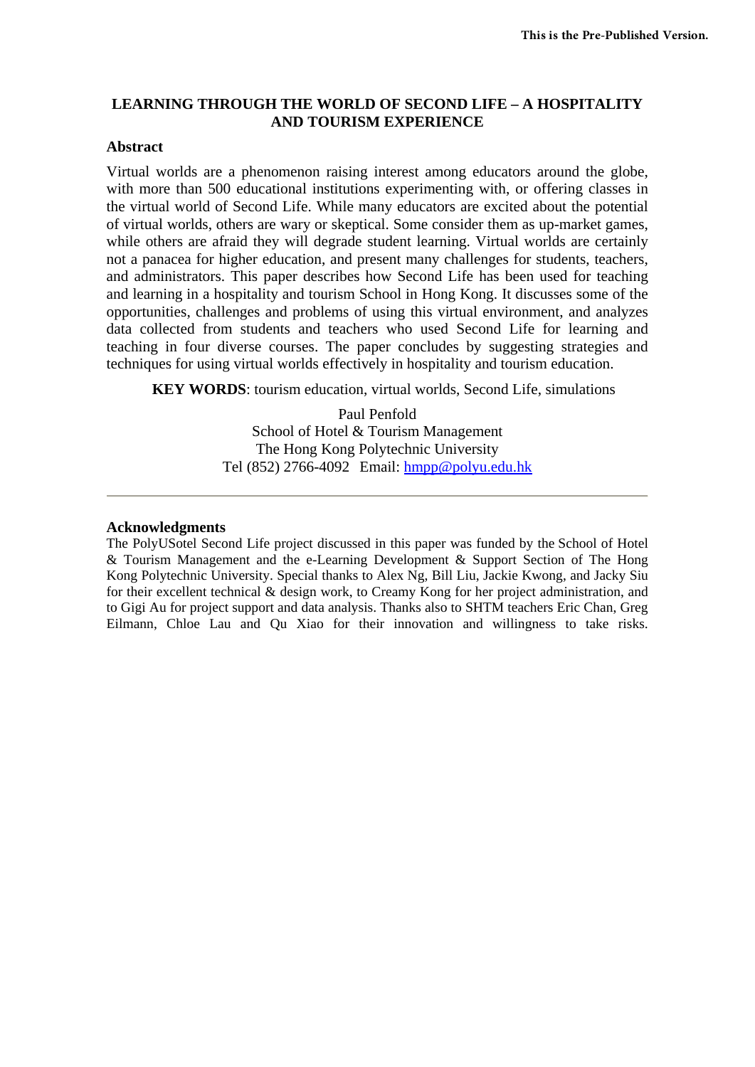# LEARNING THROUGH THE WORLD OF SECOND LIFE – A HOSPITALITY AND TOURISM EXPERIENCE

## Abstract

Virtual worlds are a phenomenon raising interest among educators around the globe, with more than 500 educational institutions experimenting with, or offering classes in the virtual world of Second Life. While many educators are excited about the potential of virtual worlds, others are wary or skeptical. Some consider them as up-market games, while others are afraid they will degrade student learning. Virtual worlds are certainly not a panacea for higher education, and present many challenges for students, teachers, and administrators. This paper describes how Second Life has been used for teaching and learning in a hospitality and tourism School in Hong Kong. It discusses some of the opportunities, challenges and problems of using this virtual environment, and analyzes data collected from students and teachers who used Second Life for learning and teaching in four diverse courses. The paper concludes by suggesting strategies and techniques for using virtual worlds effectively in hospitality and tourism education.

**KEY WORDS**: tourism education, virtual worlds, Second Life, simulations

Paul Penfold
School of Hotel & Tourism Management
The Hong Kong Polytechnic University
Tel (852) 2766-4092 Email: hmpp@polyu.edu.hk

---

## Acknowledgments

The PolyUSotel Second Life project discussed in this paper was funded by the School of Hotel & Tourism Management and the e-Learning Development & Support Section of The Hong Kong Polytechnic University. Special thanks to Alex Ng, Bill Liu, Jackie Kwong, and Jacky Siu for their excellent technical & design work, to Creamy Kong for her project administration, and to Gigi Au for project support and data analysis. Thanks also to SHTM teachers Eric Chan, Greg Eilmann, Chloe Lau and Qu Xiao for their innovation and willingness to take risks.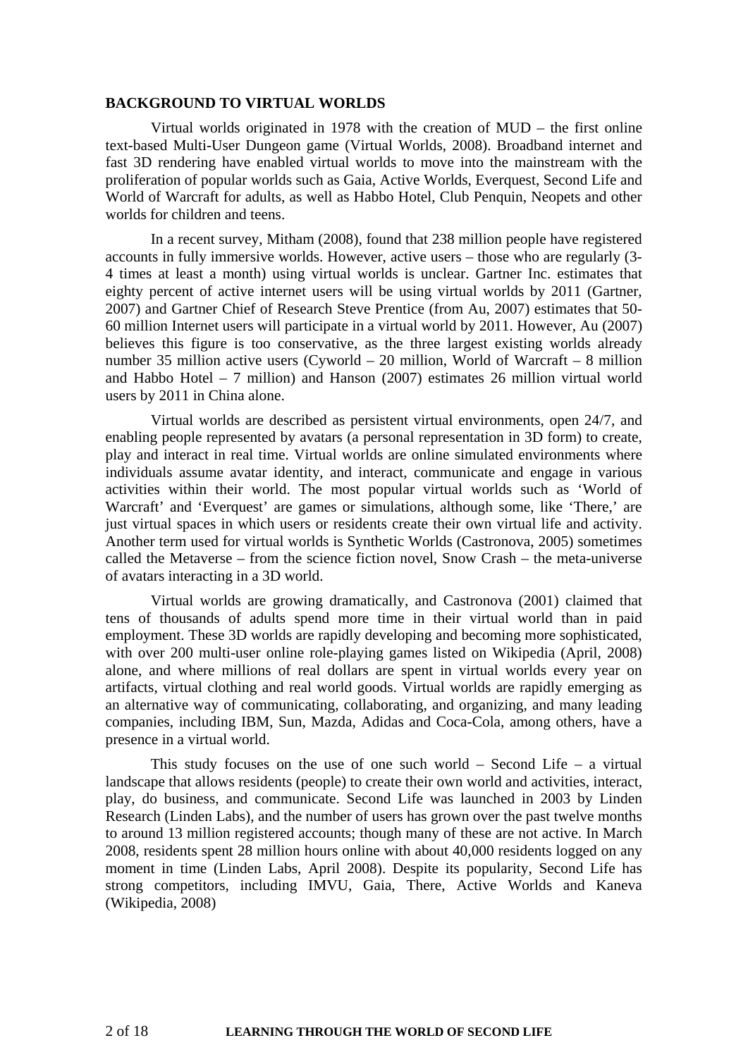**BACKGROUND TO VIRTUAL WORLDS**

Virtual worlds originated in 1978 with the creation of MUD – the first online text-based Multi-User Dungeon game (Virtual Worlds, 2008). Broadband internet and fast 3D rendering have enabled virtual worlds to move into the mainstream with the proliferation of popular worlds such as Gaia, Active Worlds, Everquest, Second Life and World of Warcraft for adults, as well as Habbo Hotel, Club Penquin, Neopets and other worlds for children and teens.

In a recent survey, Mitham (2008), found that 238 million people have registered accounts in fully immersive worlds. However, active users – those who are regularly (3-4 times at least a month) using virtual worlds is unclear. Gartner Inc. estimates that eighty percent of active internet users will be using virtual worlds by 2011 (Gartner, 2007) and Gartner Chief of Research Steve Prentice (from Au, 2007) estimates that 50-60 million Internet users will participate in a virtual world by 2011. However, Au (2007) believes this figure is too conservative, as the three largest existing worlds already number 35 million active users (Cyworld – 20 million, World of Warcraft – 8 million and Habbo Hotel – 7 million) and Hanson (2007) estimates 26 million virtual world users by 2011 in China alone.

Virtual worlds are described as persistent virtual environments, open 24/7, and enabling people represented by avatars (a personal representation in 3D form) to create, play and interact in real time. Virtual worlds are online simulated environments where individuals assume avatar identity, and interact, communicate and engage in various activities within their world. The most popular virtual worlds such as 'World of Warcraft' and 'Everquest' are games or simulations, although some, like 'There,' are just virtual spaces in which users or residents create their own virtual life and activity. Another term used for virtual worlds is Synthetic Worlds (Castronova, 2005) sometimes called the Metaverse – from the science fiction novel, Snow Crash – the meta-universe of avatars interacting in a 3D world.

Virtual worlds are growing dramatically, and Castronova (2001) claimed that tens of thousands of adults spend more time in their virtual world than in paid employment. These 3D worlds are rapidly developing and becoming more sophisticated, with over 200 multi-user online role-playing games listed on Wikipedia (April, 2008) alone, and where millions of real dollars are spent in virtual worlds every year on artifacts, virtual clothing and real world goods. Virtual worlds are rapidly emerging as an alternative way of communicating, collaborating, and organizing, and many leading companies, including IBM, Sun, Mazda, Adidas and Coca-Cola, among others, have a presence in a virtual world.

This study focuses on the use of one such world – Second Life – a virtual landscape that allows residents (people) to create their own world and activities, interact, play, do business, and communicate. Second Life was launched in 2003 by Linden Research (Linden Labs), and the number of users has grown over the past twelve months to around 13 million registered accounts; though many of these are not active. In March 2008, residents spent 28 million hours online with about 40,000 residents logged on any moment in time (Linden Labs, April 2008). Despite its popularity, Second Life has strong competitors, including IMVU, Gaia, There, Active Worlds and Kaneva (Wikipedia, 2008)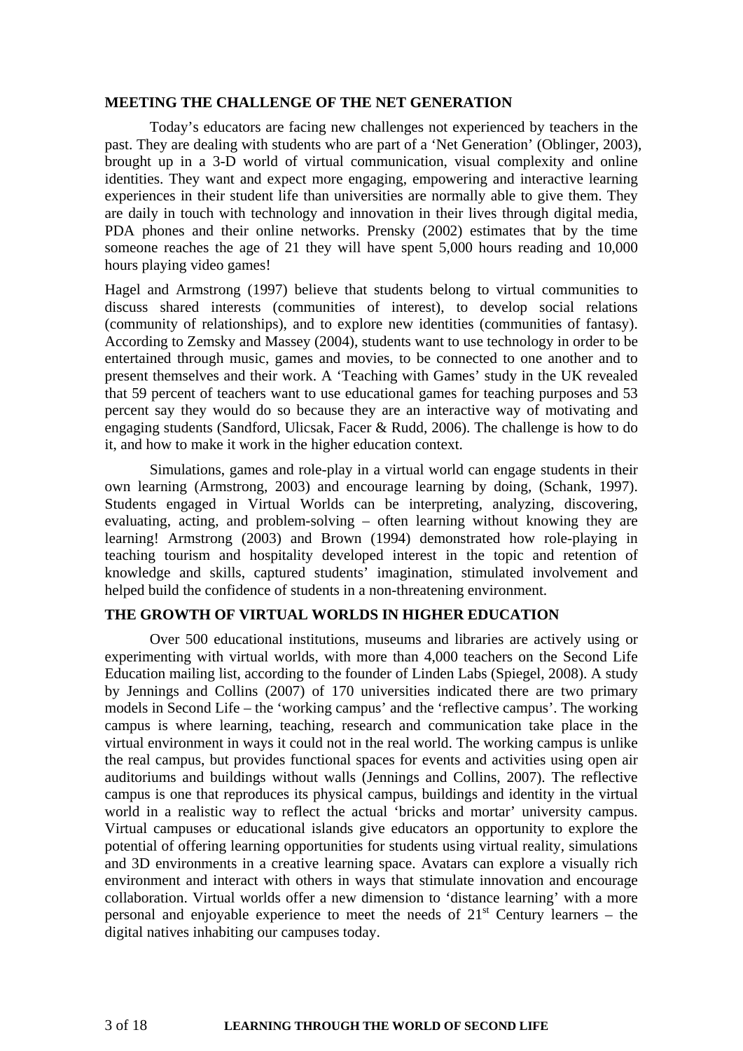## MEETING THE CHALLENGE OF THE NET GENERATION

Today's educators are facing new challenges not experienced by teachers in the past. They are dealing with students who are part of a 'Net Generation' (Oblinger, 2003), brought up in a 3-D world of virtual communication, visual complexity and online identities. They want and expect more engaging, empowering and interactive learning experiences in their student life than universities are normally able to give them. They are daily in touch with technology and innovation in their lives through digital media, PDA phones and their online networks. Prensky (2002) estimates that by the time someone reaches the age of 21 they will have spent 5,000 hours reading and 10,000 hours playing video games!

Hagel and Armstrong (1997) believe that students belong to virtual communities to discuss shared interests (communities of interest), to develop social relations (community of relationships), and to explore new identities (communities of fantasy). According to Zemsky and Massey (2004), students want to use technology in order to be entertained through music, games and movies, to be connected to one another and to present themselves and their work. A 'Teaching with Games' study in the UK revealed that 59 percent of teachers want to use educational games for teaching purposes and 53 percent say they would do so because they are an interactive way of motivating and engaging students (Sandford, Ulicsak, Facer & Rudd, 2006). The challenge is how to do it, and how to make it work in the higher education context.

Simulations, games and role-play in a virtual world can engage students in their own learning (Armstrong, 2003) and encourage learning by doing, (Schank, 1997). Students engaged in Virtual Worlds can be interpreting, analyzing, discovering, evaluating, acting, and problem-solving – often learning without knowing they are learning! Armstrong (2003) and Brown (1994) demonstrated how role-playing in teaching tourism and hospitality developed interest in the topic and retention of knowledge and skills, captured students' imagination, stimulated involvement and helped build the confidence of students in a non-threatening environment.

## THE GROWTH OF VIRTUAL WORLDS IN HIGHER EDUCATION

Over 500 educational institutions, museums and libraries are actively using or experimenting with virtual worlds, with more than 4,000 teachers on the Second Life Education mailing list, according to the founder of Linden Labs (Spiegel, 2008). A study by Jennings and Collins (2007) of 170 universities indicated there are two primary models in Second Life – the 'working campus' and the 'reflective campus'. The working campus is where learning, teaching, research and communication take place in the virtual environment in ways it could not in the real world. The working campus is unlike the real campus, but provides functional spaces for events and activities using open air auditoriums and buildings without walls (Jennings and Collins, 2007). The reflective campus is one that reproduces its physical campus, buildings and identity in the virtual world in a realistic way to reflect the actual 'bricks and mortar' university campus. Virtual campuses or educational islands give educators an opportunity to explore the potential of offering learning opportunities for students using virtual reality, simulations and 3D environments in a creative learning space. Avatars can explore a visually rich environment and interact with others in ways that stimulate innovation and encourage collaboration. Virtual worlds offer a new dimension to 'distance learning' with a more personal and enjoyable experience to meet the needs of 21st Century learners – the digital natives inhabiting our campuses today.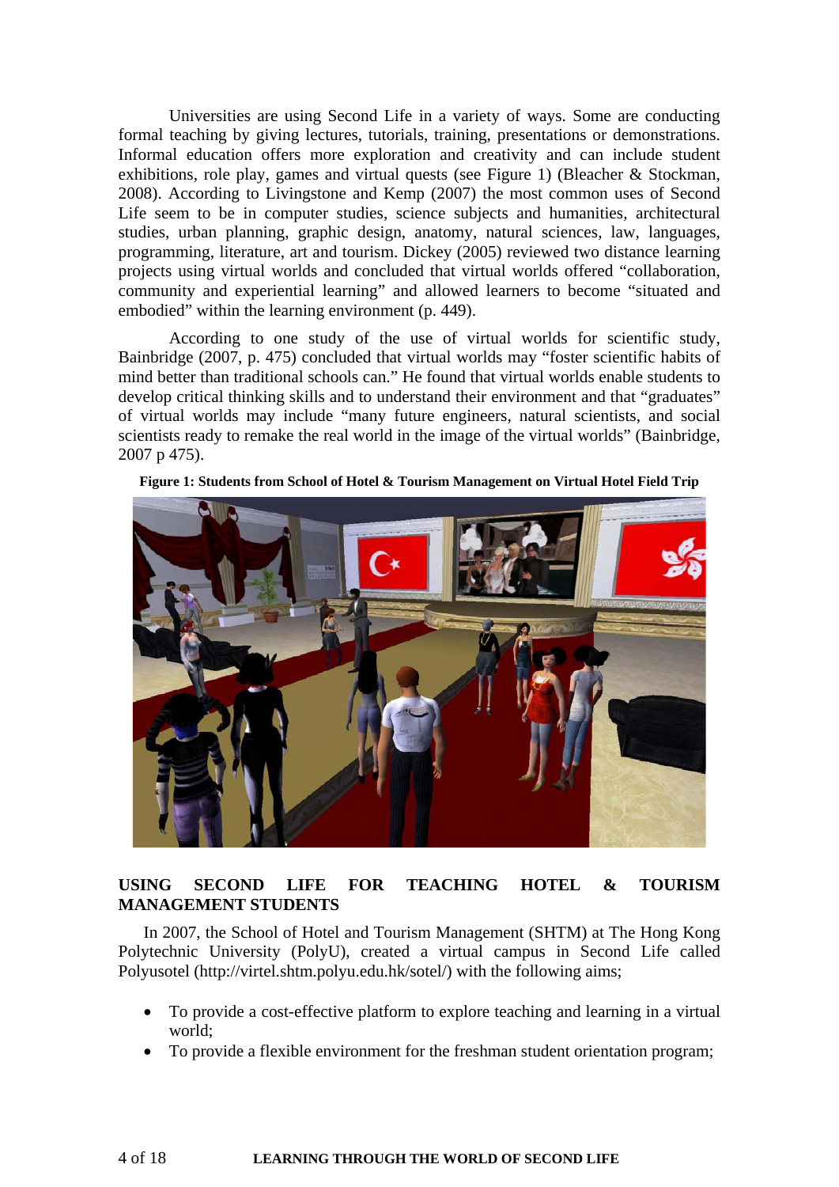Universities are using Second Life in a variety of ways. Some are conducting formal teaching by giving lectures, tutorials, training, presentations or demonstrations. Informal education offers more exploration and creativity and can include student exhibitions, role play, games and virtual quests (see Figure 1) (Bleacher & Stockman, 2008). According to Livingstone and Kemp (2007) the most common uses of Second Life seem to be in computer studies, science subjects and humanities, architectural studies, urban planning, graphic design, anatomy, natural sciences, law, languages, programming, literature, art and tourism. Dickey (2005) reviewed two distance learning projects using virtual worlds and concluded that virtual worlds offered "collaboration, community and experiential learning" and allowed learners to become "situated and embodied" within the learning environment (p. 449).

According to one study of the use of virtual worlds for scientific study, Bainbridge (2007, p. 475) concluded that virtual worlds may "foster scientific habits of mind better than traditional schools can." He found that virtual worlds enable students to develop critical thinking skills and to understand their environment and that "graduates" of virtual worlds may include "many future engineers, natural scientists, and social scientists ready to remake the real world in the image of the virtual worlds" (Bainbridge, 2007 p 475).

**Figure 1: Students from School of Hotel & Tourism Management on Virtual Hotel Field Trip**

## USING SECOND LIFE FOR TEACHING HOTEL & TOURISM MANAGEMENT STUDENTS

In 2007, the School of Hotel and Tourism Management (SHTM) at The Hong Kong Polytechnic University (PolyU), created a virtual campus in Second Life called Polyusotel (http://virtel.shtm.polyu.edu.hk/sotel/) with the following aims;

- To provide a cost-effective platform to explore teaching and learning in a virtual world;
- To provide a flexible environment for the freshman student orientation program;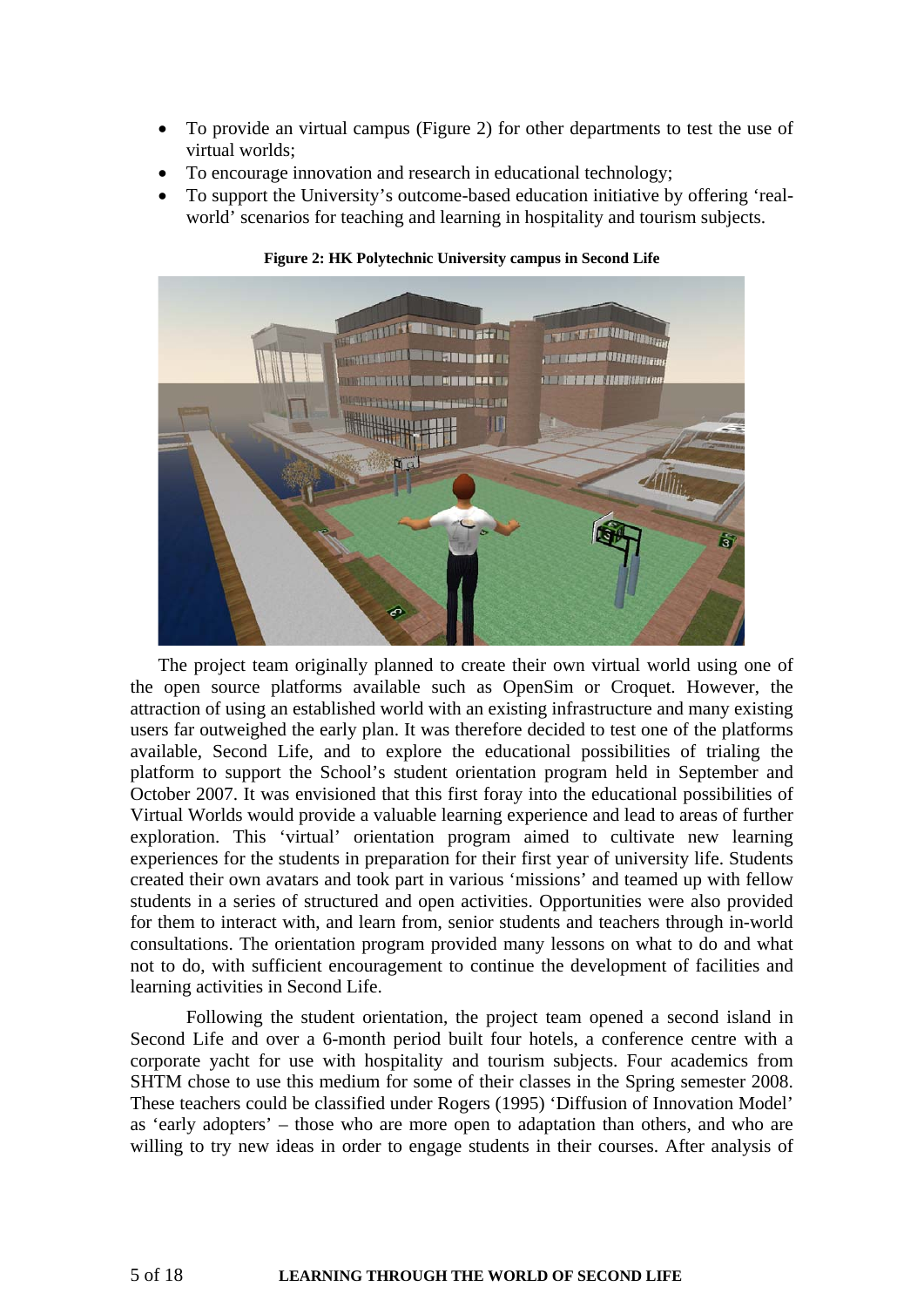- To provide an virtual campus (Figure 2) for other departments to test the use of virtual worlds;
- To encourage innovation and research in educational technology;
- To support the University's outcome-based education initiative by offering 'real-world' scenarios for teaching and learning in hospitality and tourism subjects.

**Figure 2: HK Polytechnic University campus in Second Life**

The project team originally planned to create their own virtual world using one of the open source platforms available such as OpenSim or Croquet. However, the attraction of using an established world with an existing infrastructure and many existing users far outweighed the early plan. It was therefore decided to test one of the platforms available, Second Life, and to explore the educational possibilities of trialing the platform to support the School's student orientation program held in September and October 2007. It was envisioned that this first foray into the educational possibilities of Virtual Worlds would provide a valuable learning experience and lead to areas of further exploration. This 'virtual' orientation program aimed to cultivate new learning experiences for the students in preparation for their first year of university life. Students created their own avatars and took part in various 'missions' and teamed up with fellow students in a series of structured and open activities. Opportunities were also provided for them to interact with, and learn from, senior students and teachers through in-world consultations. The orientation program provided many lessons on what to do and what not to do, with sufficient encouragement to continue the development of facilities and learning activities in Second Life.

Following the student orientation, the project team opened a second island in Second Life and over a 6-month period built four hotels, a conference centre with a corporate yacht for use with hospitality and tourism subjects. Four academics from SHTM chose to use this medium for some of their classes in the Spring semester 2008. These teachers could be classified under Rogers (1995) 'Diffusion of Innovation Model' as 'early adopters' – those who are more open to adaptation than others, and who are willing to try new ideas in order to engage students in their courses. After analysis of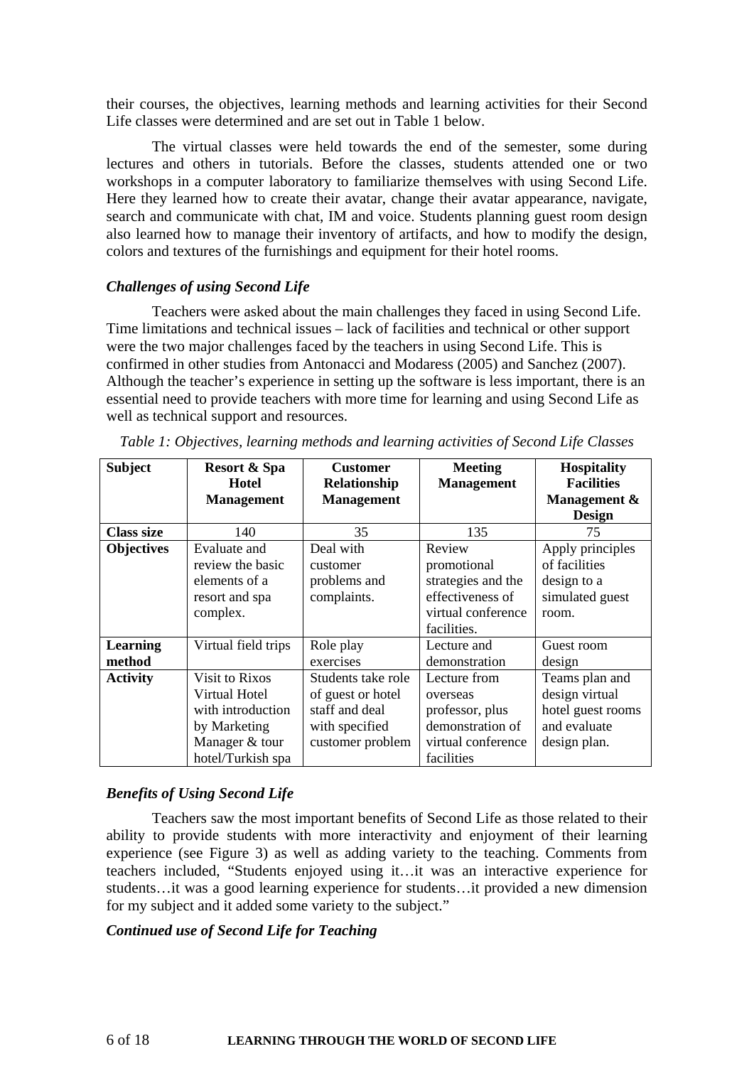their courses, the objectives, learning methods and learning activities for their Second Life classes were determined and are set out in Table 1 below.

The virtual classes were held towards the end of the semester, some during lectures and others in tutorials. Before the classes, students attended one or two workshops in a computer laboratory to familiarize themselves with using Second Life. Here they learned how to create their avatar, change their avatar appearance, navigate, search and communicate with chat, IM and voice. Students planning guest room design also learned how to manage their inventory of artifacts, and how to modify the design, colors and textures of the furnishings and equipment for their hotel rooms.

### *Challenges of using Second Life*

Teachers were asked about the main challenges they faced in using Second Life. Time limitations and technical issues – lack of facilities and technical or other support were the two major challenges faced by the teachers in using Second Life. This is confirmed in other studies from Antonacci and Modaress (2005) and Sanchez (2007). Although the teacher's experience in setting up the software is less important, there is an essential need to provide teachers with more time for learning and using Second Life as well as technical support and resources.

*Table 1: Objectives, learning methods and learning activities of Second Life Classes*

| **Subject** | **Resort & Spa Hotel Management** | **Customer Relationship Management** | **Meeting Management** | **Hospitality Facilities Management & Design** |
|---|---|---|---|---|
| **Class size** | 140 | 35 | 135 | 75 |
| **Objectives** | Evaluate and review the basic elements of a resort and spa complex. | Deal with customer problems and complaints. | Review promotional strategies and the effectiveness of virtual conference facilities. | Apply principles of facilities design to a simulated guest room. |
| **Learning method** | Virtual field trips | Role play exercises | Lecture and demonstration | Guest room design |
| **Activity** | Visit to Rixos Virtual Hotel with introduction by Marketing Manager & tour hotel/Turkish spa | Students take role of guest or hotel staff and deal with specified customer problem | Lecture from overseas professor, plus demonstration of virtual conference facilities | Teams plan and design virtual hotel guest rooms and evaluate design plan. |

### *Benefits of Using Second Life*

Teachers saw the most important benefits of Second Life as those related to their ability to provide students with more interactivity and enjoyment of their learning experience (see Figure 3) as well as adding variety to the teaching. Comments from teachers included, "Students enjoyed using it…it was an interactive experience for students…it was a good learning experience for students…it provided a new dimension for my subject and it added some variety to the subject."

### *Continued use of Second Life for Teaching*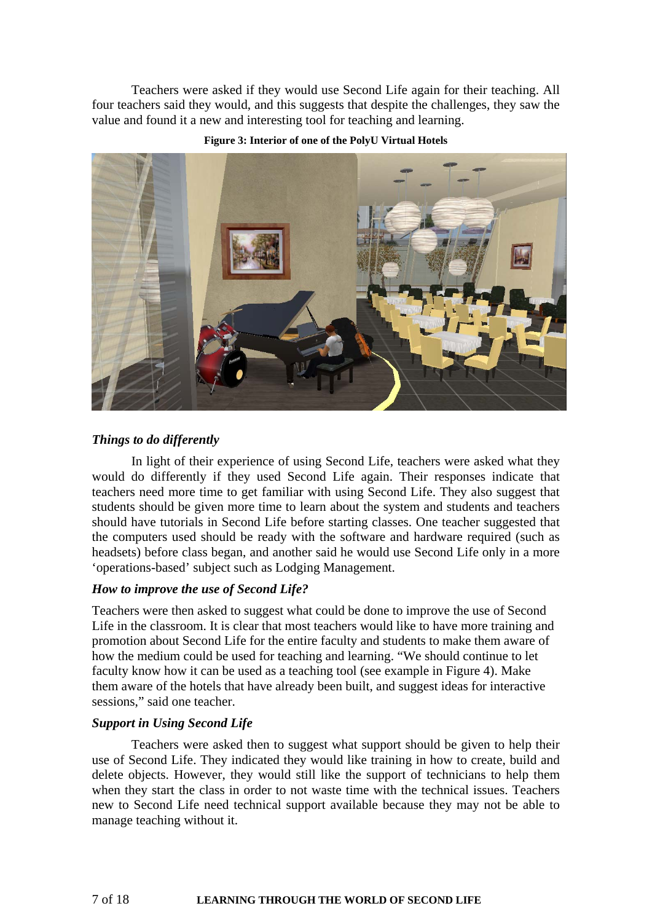Teachers were asked if they would use Second Life again for their teaching. All four teachers said they would, and this suggests that despite the challenges, they saw the value and found it a new and interesting tool for teaching and learning.

**Figure 3: Interior of one of the PolyU Virtual Hotels**

### *Things to do differently*

In light of their experience of using Second Life, teachers were asked what they would do differently if they used Second Life again. Their responses indicate that teachers need more time to get familiar with using Second Life. They also suggest that students should be given more time to learn about the system and students and teachers should have tutorials in Second Life before starting classes. One teacher suggested that the computers used should be ready with the software and hardware required (such as headsets) before class began, and another said he would use Second Life only in a more 'operations-based' subject such as Lodging Management.

### *How to improve the use of Second Life?*

Teachers were then asked to suggest what could be done to improve the use of Second Life in the classroom. It is clear that most teachers would like to have more training and promotion about Second Life for the entire faculty and students to make them aware of how the medium could be used for teaching and learning. "We should continue to let faculty know how it can be used as a teaching tool (see example in Figure 4). Make them aware of the hotels that have already been built, and suggest ideas for interactive sessions," said one teacher.

### *Support in Using Second Life*

Teachers were asked then to suggest what support should be given to help their use of Second Life. They indicated they would like training in how to create, build and delete objects. However, they would still like the support of technicians to help them when they start the class in order to not waste time with the technical issues. Teachers new to Second Life need technical support available because they may not be able to manage teaching without it.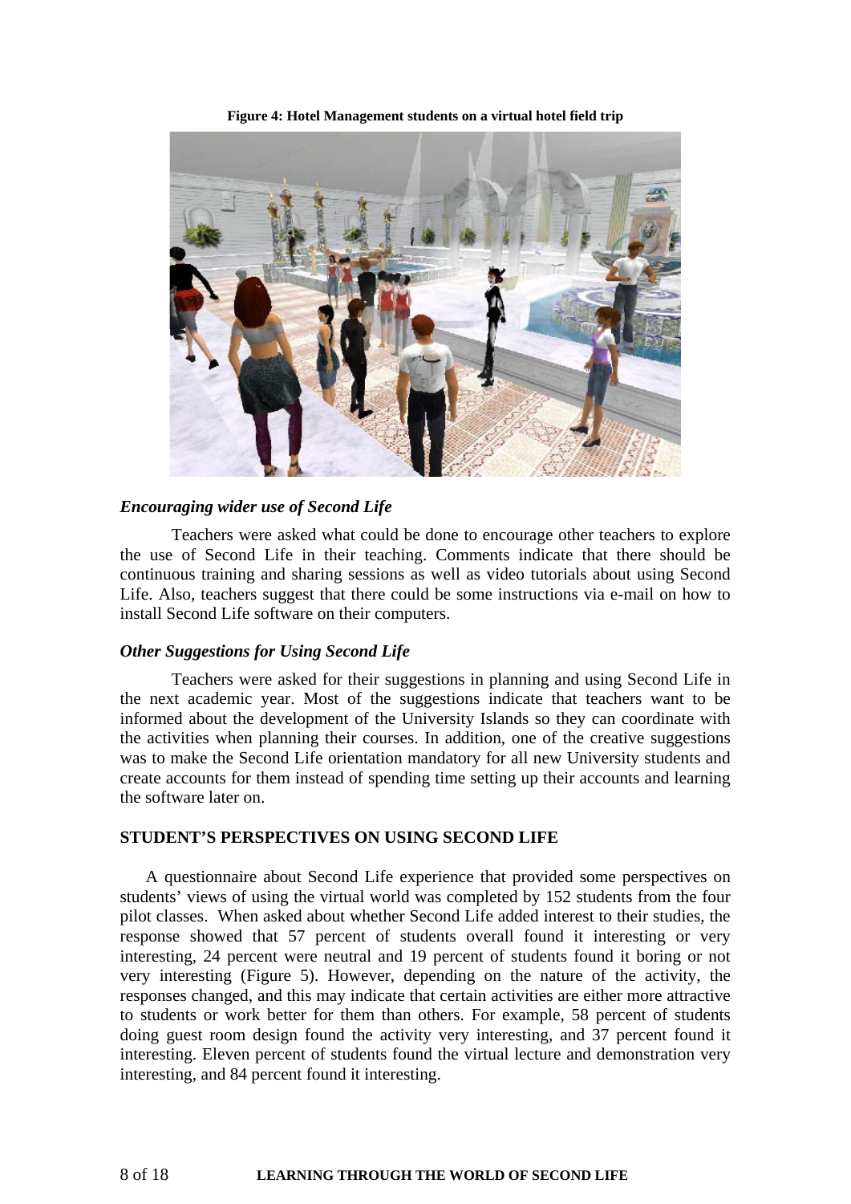**Figure 4: Hotel Management students on a virtual hotel field trip**

### *Encouraging wider use of Second Life*

Teachers were asked what could be done to encourage other teachers to explore the use of Second Life in their teaching. Comments indicate that there should be continuous training and sharing sessions as well as video tutorials about using Second Life. Also, teachers suggest that there could be some instructions via e-mail on how to install Second Life software on their computers.

### *Other Suggestions for Using Second Life*

Teachers were asked for their suggestions in planning and using Second Life in the next academic year. Most of the suggestions indicate that teachers want to be informed about the development of the University Islands so they can coordinate with the activities when planning their courses. In addition, one of the creative suggestions was to make the Second Life orientation mandatory for all new University students and create accounts for them instead of spending time setting up their accounts and learning the software later on.

## STUDENT'S PERSPECTIVES ON USING SECOND LIFE

A questionnaire about Second Life experience that provided some perspectives on students' views of using the virtual world was completed by 152 students from the four pilot classes. When asked about whether Second Life added interest to their studies, the response showed that 57 percent of students overall found it interesting or very interesting, 24 percent were neutral and 19 percent of students found it boring or not very interesting (Figure 5). However, depending on the nature of the activity, the responses changed, and this may indicate that certain activities are either more attractive to students or work better for them than others. For example, 58 percent of students doing guest room design found the activity very interesting, and 37 percent found it interesting. Eleven percent of students found the virtual lecture and demonstration very interesting, and 84 percent found it interesting.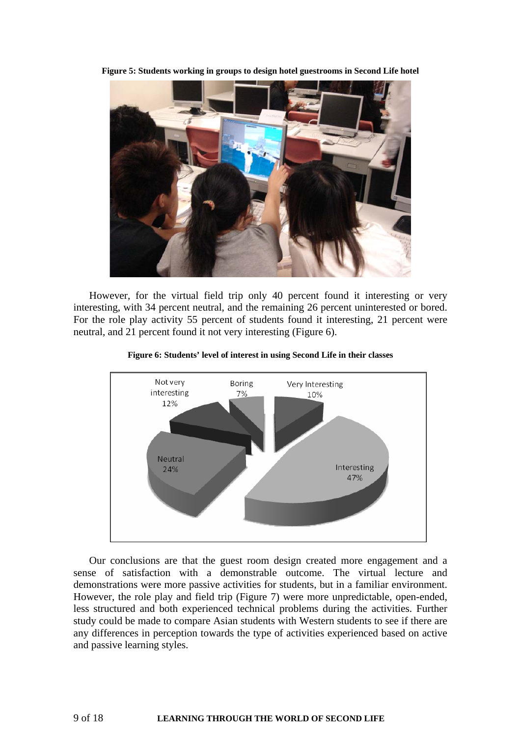**Figure 5: Students working in groups to design hotel guestrooms in Second Life hotel**

However, for the virtual field trip only 40 percent found it interesting or very interesting, with 34 percent neutral, and the remaining 26 percent uninterested or bored. For the role play activity 55 percent of students found it interesting, 21 percent were neutral, and 21 percent found it not very interesting (Figure 6).

**Figure 6: Students' level of interest in using Second Life in their classes**

Our conclusions are that the guest room design created more engagement and a sense of satisfaction with a demonstrable outcome. The virtual lecture and demonstrations were more passive activities for students, but in a familiar environment. However, the role play and field trip (Figure 7) were more unpredictable, open-ended, less structured and both experienced technical problems during the activities. Further study could be made to compare Asian students with Western students to see if there are any differences in perception towards the type of activities experienced based on active and passive learning styles.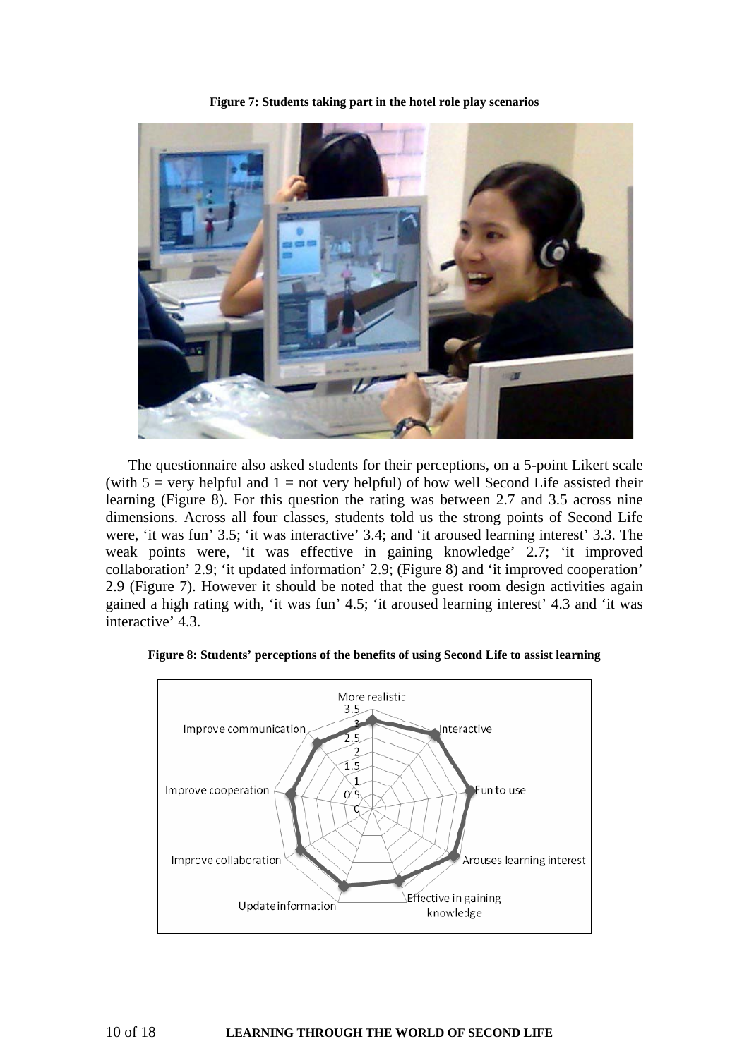**Figure 7: Students taking part in the hotel role play scenarios**

The questionnaire also asked students for their perceptions, on a 5-point Likert scale (with 5 = very helpful and 1 = not very helpful) of how well Second Life assisted their learning (Figure 8). For this question the rating was between 2.7 and 3.5 across nine dimensions. Across all four classes, students told us the strong points of Second Life were, 'it was fun' 3.5; 'it was interactive' 3.4; and 'it aroused learning interest' 3.3. The weak points were, 'it was effective in gaining knowledge' 2.7; 'it improved collaboration' 2.9; 'it updated information' 2.9; (Figure 8) and 'it improved cooperation' 2.9 (Figure 7). However it should be noted that the guest room design activities again gained a high rating with, 'it was fun' 4.5; 'it aroused learning interest' 4.3 and 'it was interactive' 4.3.

**Figure 8: Students' perceptions of the benefits of using Second Life to assist learning**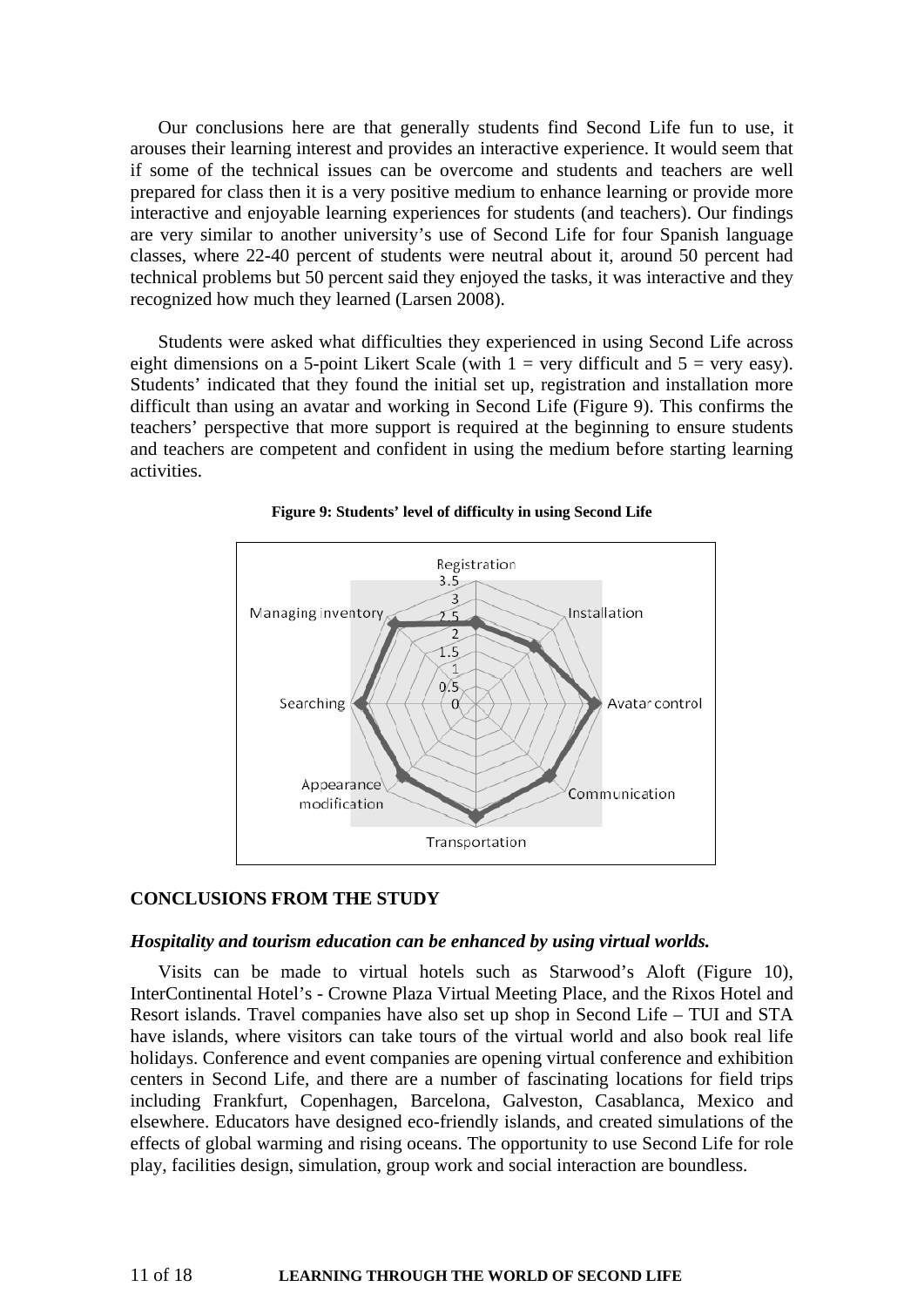Our conclusions here are that generally students find Second Life fun to use, it arouses their learning interest and provides an interactive experience. It would seem that if some of the technical issues can be overcome and students and teachers are well prepared for class then it is a very positive medium to enhance learning or provide more interactive and enjoyable learning experiences for students (and teachers). Our findings are very similar to another university's use of Second Life for four Spanish language classes, where 22-40 percent of students were neutral about it, around 50 percent had technical problems but 50 percent said they enjoyed the tasks, it was interactive and they recognized how much they learned (Larsen 2008).

Students were asked what difficulties they experienced in using Second Life across eight dimensions on a 5-point Likert Scale (with 1 = very difficult and 5 = very easy). Students' indicated that they found the initial set up, registration and installation more difficult than using an avatar and working in Second Life (Figure 9). This confirms the teachers' perspective that more support is required at the beginning to ensure students and teachers are competent and confident in using the medium before starting learning activities.

**Figure 9: Students' level of difficulty in using Second Life**

## CONCLUSIONS FROM THE STUDY

### *Hospitality and tourism education can be enhanced by using virtual worlds.*

Visits can be made to virtual hotels such as Starwood's Aloft (Figure 10), InterContinental Hotel's - Crowne Plaza Virtual Meeting Place, and the Rixos Hotel and Resort islands. Travel companies have also set up shop in Second Life – TUI and STA have islands, where visitors can take tours of the virtual world and also book real life holidays. Conference and event companies are opening virtual conference and exhibition centers in Second Life, and there are a number of fascinating locations for field trips including Frankfurt, Copenhagen, Barcelona, Galveston, Casablanca, Mexico and elsewhere. Educators have designed eco-friendly islands, and created simulations of the effects of global warming and rising oceans. The opportunity to use Second Life for role play, facilities design, simulation, group work and social interaction are boundless.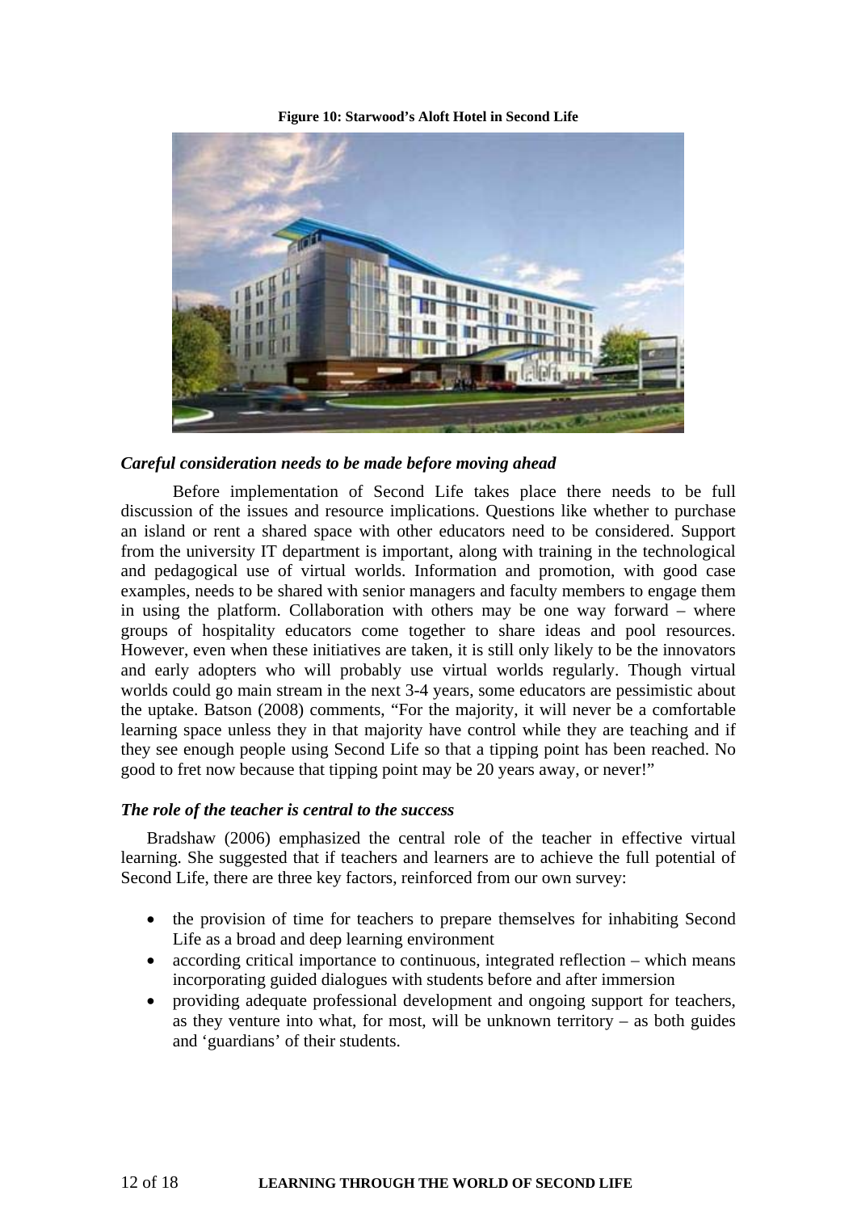**Figure 10: Starwood's Aloft Hotel in Second Life**

### *Careful consideration needs to be made before moving ahead*

Before implementation of Second Life takes place there needs to be full discussion of the issues and resource implications. Questions like whether to purchase an island or rent a shared space with other educators need to be considered. Support from the university IT department is important, along with training in the technological and pedagogical use of virtual worlds. Information and promotion, with good case examples, needs to be shared with senior managers and faculty members to engage them in using the platform. Collaboration with others may be one way forward – where groups of hospitality educators come together to share ideas and pool resources. However, even when these initiatives are taken, it is still only likely to be the innovators and early adopters who will probably use virtual worlds regularly. Though virtual worlds could go main stream in the next 3-4 years, some educators are pessimistic about the uptake. Batson (2008) comments, "For the majority, it will never be a comfortable learning space unless they in that majority have control while they are teaching and if they see enough people using Second Life so that a tipping point has been reached. No good to fret now because that tipping point may be 20 years away, or never!"

### *The role of the teacher is central to the success*

Bradshaw (2006) emphasized the central role of the teacher in effective virtual learning. She suggested that if teachers and learners are to achieve the full potential of Second Life, there are three key factors, reinforced from our own survey:

- the provision of time for teachers to prepare themselves for inhabiting Second Life as a broad and deep learning environment
- according critical importance to continuous, integrated reflection – which means incorporating guided dialogues with students before and after immersion
- providing adequate professional development and ongoing support for teachers, as they venture into what, for most, will be unknown territory – as both guides and 'guardians' of their students.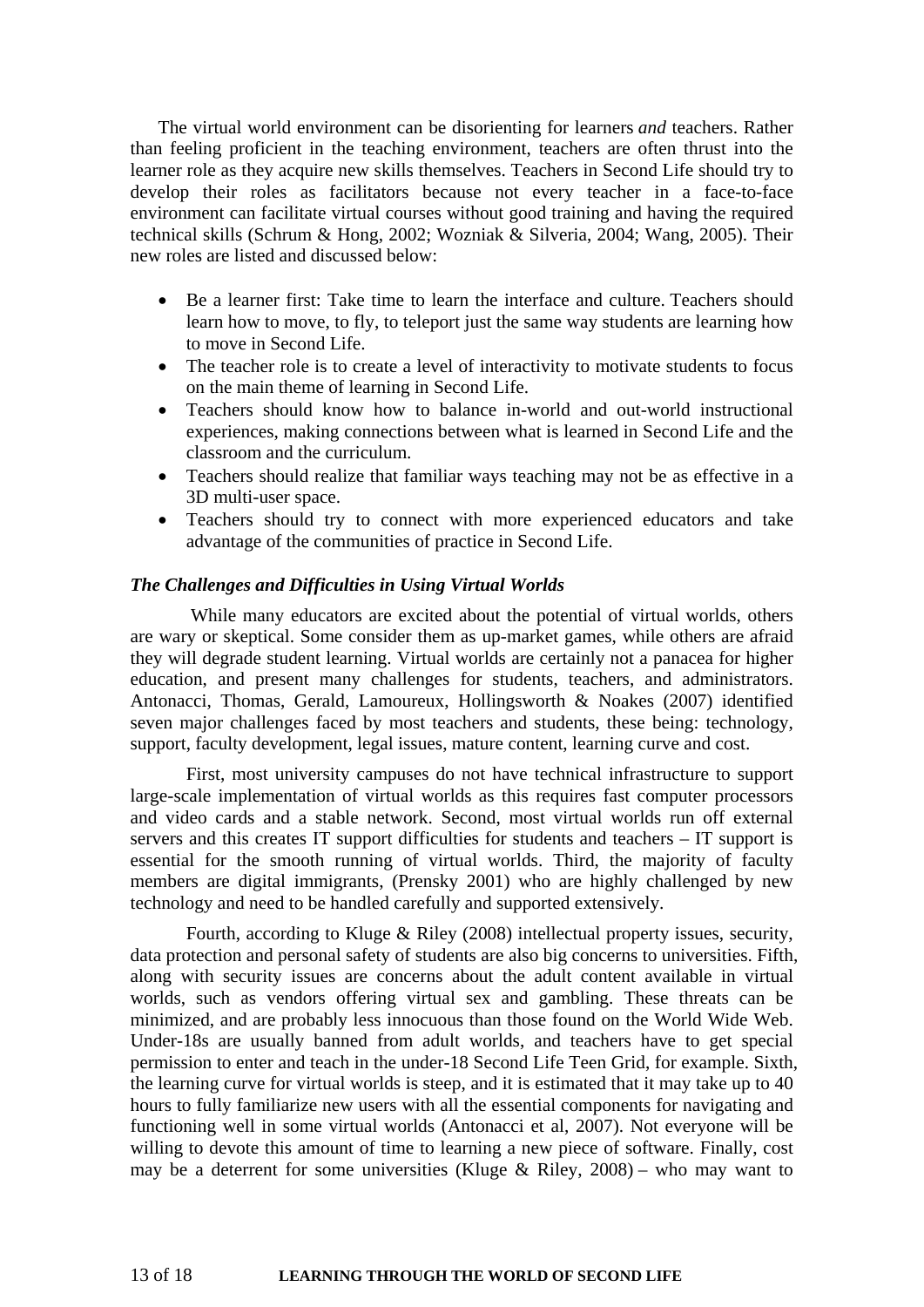The virtual world environment can be disorienting for learners *and* teachers. Rather than feeling proficient in the teaching environment, teachers are often thrust into the learner role as they acquire new skills themselves. Teachers in Second Life should try to develop their roles as facilitators because not every teacher in a face-to-face environment can facilitate virtual courses without good training and having the required technical skills (Schrum & Hong, 2002; Wozniak & Silveria, 2004; Wang, 2005). Their new roles are listed and discussed below:

- Be a learner first: Take time to learn the interface and culture. Teachers should learn how to move, to fly, to teleport just the same way students are learning how to move in Second Life.
- The teacher role is to create a level of interactivity to motivate students to focus on the main theme of learning in Second Life.
- Teachers should know how to balance in-world and out-world instructional experiences, making connections between what is learned in Second Life and the classroom and the curriculum.
- Teachers should realize that familiar ways teaching may not be as effective in a 3D multi-user space.
- Teachers should try to connect with more experienced educators and take advantage of the communities of practice in Second Life.

### *The Challenges and Difficulties in Using Virtual Worlds*

While many educators are excited about the potential of virtual worlds, others are wary or skeptical. Some consider them as up-market games, while others are afraid they will degrade student learning. Virtual worlds are certainly not a panacea for higher education, and present many challenges for students, teachers, and administrators. Antonacci, Thomas, Gerald, Lamoureux, Hollingsworth & Noakes (2007) identified seven major challenges faced by most teachers and students, these being: technology, support, faculty development, legal issues, mature content, learning curve and cost.

First, most university campuses do not have technical infrastructure to support large-scale implementation of virtual worlds as this requires fast computer processors and video cards and a stable network. Second, most virtual worlds run off external servers and this creates IT support difficulties for students and teachers – IT support is essential for the smooth running of virtual worlds. Third, the majority of faculty members are digital immigrants, (Prensky 2001) who are highly challenged by new technology and need to be handled carefully and supported extensively.

Fourth, according to Kluge & Riley (2008) intellectual property issues, security, data protection and personal safety of students are also big concerns to universities. Fifth, along with security issues are concerns about the adult content available in virtual worlds, such as vendors offering virtual sex and gambling. These threats can be minimized, and are probably less innocuous than those found on the World Wide Web. Under-18s are usually banned from adult worlds, and teachers have to get special permission to enter and teach in the under-18 Second Life Teen Grid, for example. Sixth, the learning curve for virtual worlds is steep, and it is estimated that it may take up to 40 hours to fully familiarize new users with all the essential components for navigating and functioning well in some virtual worlds (Antonacci et al, 2007). Not everyone will be willing to devote this amount of time to learning a new piece of software. Finally, cost may be a deterrent for some universities (Kluge & Riley, 2008) – who may want to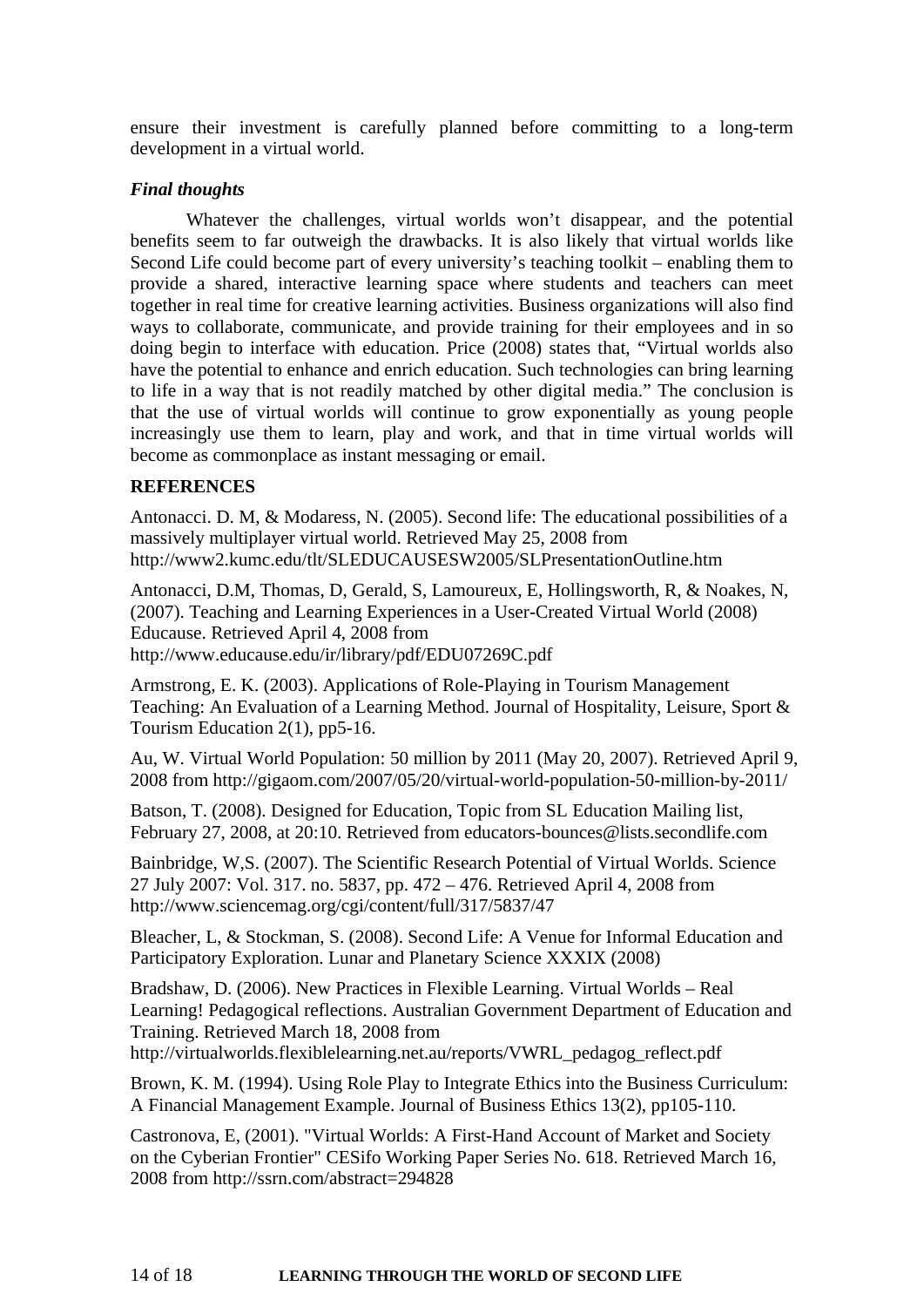ensure their investment is carefully planned before committing to a long-term development in a virtual world.

### *Final thoughts*

Whatever the challenges, virtual worlds won't disappear, and the potential benefits seem to far outweigh the drawbacks. It is also likely that virtual worlds like Second Life could become part of every university's teaching toolkit – enabling them to provide a shared, interactive learning space where students and teachers can meet together in real time for creative learning activities. Business organizations will also find ways to collaborate, communicate, and provide training for their employees and in so doing begin to interface with education. Price (2008) states that, "Virtual worlds also have the potential to enhance and enrich education. Such technologies can bring learning to life in a way that is not readily matched by other digital media." The conclusion is that the use of virtual worlds will continue to grow exponentially as young people increasingly use them to learn, play and work, and that in time virtual worlds will become as commonplace as instant messaging or email.

## REFERENCES

Antonacci. D. M, & Modaress, N. (2005). Second life: The educational possibilities of a massively multiplayer virtual world. Retrieved May 25, 2008 from http://www2.kumc.edu/tlt/SLEDUCAUSESW2005/SLPresentationOutline.htm

Antonacci, D.M, Thomas, D, Gerald, S, Lamoureux, E, Hollingsworth, R, & Noakes, N, (2007). Teaching and Learning Experiences in a User-Created Virtual World (2008) Educause. Retrieved April 4, 2008 from http://www.educause.edu/ir/library/pdf/EDU07269C.pdf

Armstrong, E. K. (2003). Applications of Role-Playing in Tourism Management Teaching: An Evaluation of a Learning Method. Journal of Hospitality, Leisure, Sport & Tourism Education 2(1), pp5-16.

Au, W. Virtual World Population: 50 million by 2011 (May 20, 2007). Retrieved April 9, 2008 from http://gigaom.com/2007/05/20/virtual-world-population-50-million-by-2011/

Batson, T. (2008). Designed for Education, Topic from SL Education Mailing list, February 27, 2008, at 20:10. Retrieved from educators-bounces@lists.secondlife.com

Bainbridge, W,S. (2007). The Scientific Research Potential of Virtual Worlds. Science 27 July 2007: Vol. 317. no. 5837, pp. 472 – 476. Retrieved April 4, 2008 from http://www.sciencemag.org/cgi/content/full/317/5837/47

Bleacher, L, & Stockman, S. (2008). Second Life: A Venue for Informal Education and Participatory Exploration. Lunar and Planetary Science XXXIX (2008)

Bradshaw, D. (2006). New Practices in Flexible Learning. Virtual Worlds – Real Learning! Pedagogical reflections. Australian Government Department of Education and Training. Retrieved March 18, 2008 from http://virtualworlds.flexiblelearning.net.au/reports/VWRL_pedagog_reflect.pdf

Brown, K. M. (1994). Using Role Play to Integrate Ethics into the Business Curriculum: A Financial Management Example. Journal of Business Ethics 13(2), pp105-110.

Castronova, E, (2001). "Virtual Worlds: A First-Hand Account of Market and Society on the Cyberian Frontier" CESifo Working Paper Series No. 618. Retrieved March 16, 2008 from http://ssrn.com/abstract=294828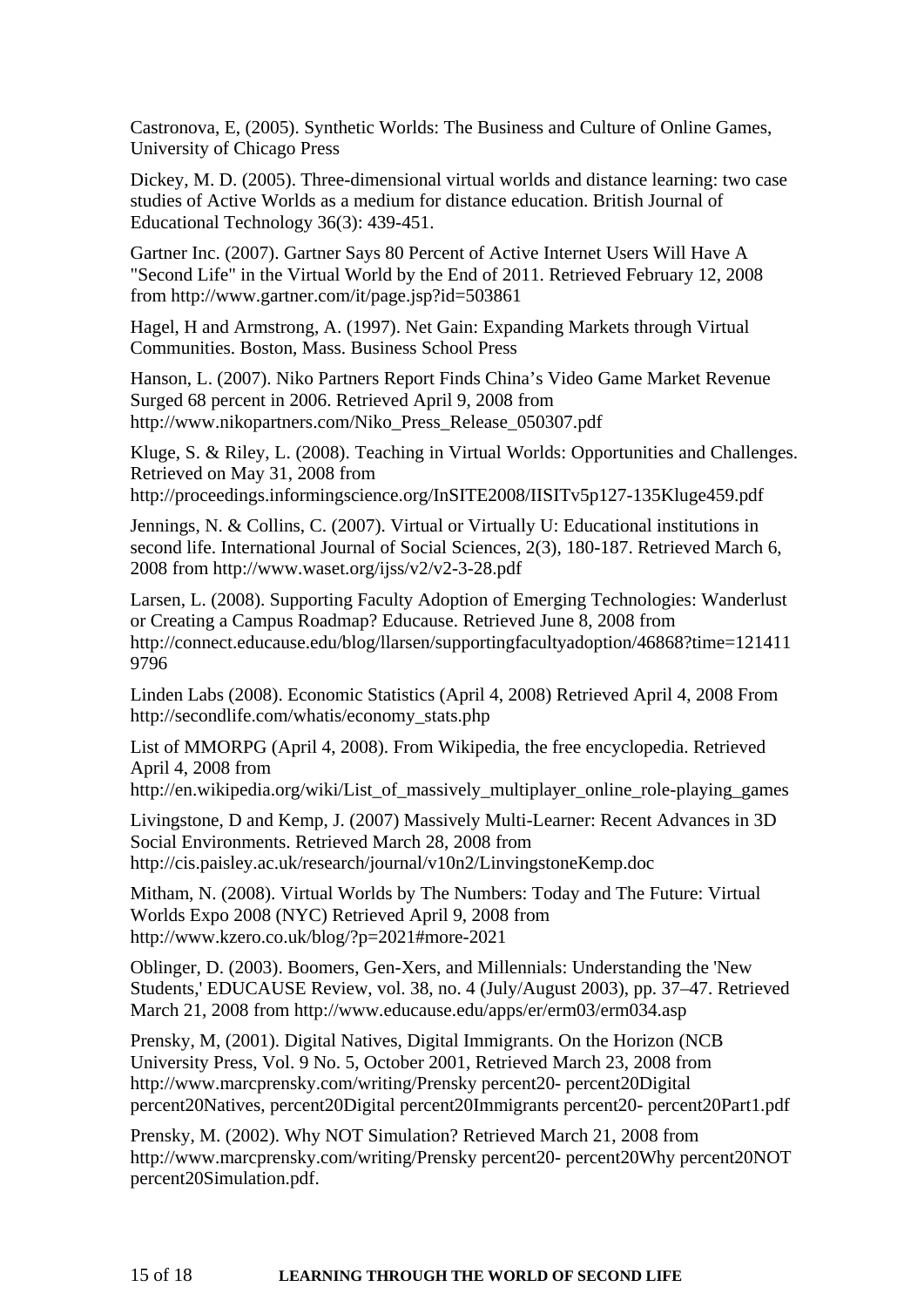Castronova, E, (2005). Synthetic Worlds: The Business and Culture of Online Games, University of Chicago Press

Dickey, M. D. (2005). Three-dimensional virtual worlds and distance learning: two case studies of Active Worlds as a medium for distance education. British Journal of Educational Technology 36(3): 439-451.

Gartner Inc. (2007). Gartner Says 80 Percent of Active Internet Users Will Have A "Second Life" in the Virtual World by the End of 2011. Retrieved February 12, 2008 from http://www.gartner.com/it/page.jsp?id=503861

Hagel, H and Armstrong, A. (1997). Net Gain: Expanding Markets through Virtual Communities. Boston, Mass. Business School Press

Hanson, L. (2007). Niko Partners Report Finds China's Video Game Market Revenue Surged 68 percent in 2006. Retrieved April 9, 2008 from http://www.nikopartners.com/Niko_Press_Release_050307.pdf

Kluge, S. & Riley, L. (2008). Teaching in Virtual Worlds: Opportunities and Challenges. Retrieved on May 31, 2008 from http://proceedings.informingscience.org/InSITE2008/IISITv5p127-135Kluge459.pdf

Jennings, N. & Collins, C. (2007). Virtual or Virtually U: Educational institutions in second life. International Journal of Social Sciences, 2(3), 180-187. Retrieved March 6, 2008 from http://www.waset.org/ijss/v2/v2-3-28.pdf

Larsen, L. (2008). Supporting Faculty Adoption of Emerging Technologies: Wanderlust or Creating a Campus Roadmap? Educause. Retrieved June 8, 2008 from http://connect.educause.edu/blog/llarsen/supportingfacultyadoption/46868?time=1214119796

Linden Labs (2008). Economic Statistics (April 4, 2008) Retrieved April 4, 2008 From http://secondlife.com/whatis/economy_stats.php

List of MMORPG (April 4, 2008). From Wikipedia, the free encyclopedia. Retrieved April 4, 2008 from http://en.wikipedia.org/wiki/List_of_massively_multiplayer_online_role-playing_games

Livingstone, D and Kemp, J. (2007) Massively Multi-Learner: Recent Advances in 3D Social Environments. Retrieved March 28, 2008 from http://cis.paisley.ac.uk/research/journal/v10n2/LinvingstoneKemp.doc

Mitham, N. (2008). Virtual Worlds by The Numbers: Today and The Future: Virtual Worlds Expo 2008 (NYC) Retrieved April 9, 2008 from http://www.kzero.co.uk/blog/?p=2021#more-2021

Oblinger, D. (2003). Boomers, Gen-Xers, and Millennials: Understanding the 'New Students,' EDUCAUSE Review, vol. 38, no. 4 (July/August 2003), pp. 37–47. Retrieved March 21, 2008 from http://www.educause.edu/apps/er/erm03/erm034.asp

Prensky, M, (2001). Digital Natives, Digital Immigrants. On the Horizon (NCB University Press, Vol. 9 No. 5, October 2001, Retrieved March 23, 2008 from http://www.marcprensky.com/writing/Prensky percent20- percent20Digital percent20Natives, percent20Digital percent20Immigrants percent20- percent20Part1.pdf

Prensky, M. (2002). Why NOT Simulation? Retrieved March 21, 2008 from http://www.marcprensky.com/writing/Prensky percent20- percent20Why percent20NOT percent20Simulation.pdf.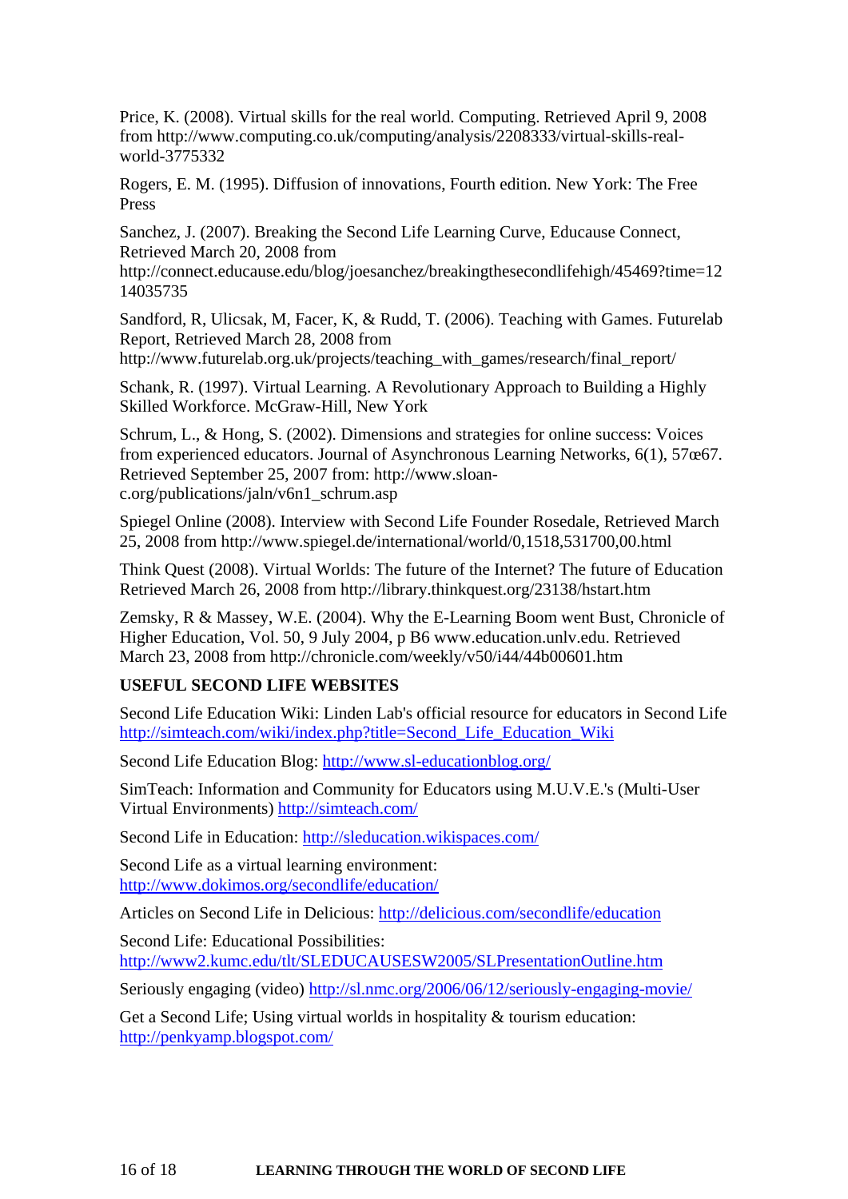Price, K. (2008). Virtual skills for the real world. Computing. Retrieved April 9, 2008 from http://www.computing.co.uk/computing/analysis/2208333/virtual-skills-real-world-3775332

Rogers, E. M. (1995). Diffusion of innovations, Fourth edition. New York: The Free Press

Sanchez, J. (2007). Breaking the Second Life Learning Curve, Educause Connect, Retrieved March 20, 2008 from http://connect.educause.edu/blog/joesanchez/breakingthesecondlifehigh/45469?time=1214035735

Sandford, R, Ulicsak, M, Facer, K, & Rudd, T. (2006). Teaching with Games. Futurelab Report, Retrieved March 28, 2008 from http://www.futurelab.org.uk/projects/teaching_with_games/research/final_report/

Schank, R. (1997). Virtual Learning. A Revolutionary Approach to Building a Highly Skilled Workforce. McGraw-Hill, New York

Schrum, L., & Hong, S. (2002). Dimensions and strategies for online success: Voices from experienced educators. Journal of Asynchronous Learning Networks, 6(1), 57œ67. Retrieved September 25, 2007 from: http://www.sloan-c.org/publications/jaln/v6n1_schrum.asp

Spiegel Online (2008). Interview with Second Life Founder Rosedale, Retrieved March 25, 2008 from http://www.spiegel.de/international/world/0,1518,531700,00.html

Think Quest (2008). Virtual Worlds: The future of the Internet? The future of Education Retrieved March 26, 2008 from http://library.thinkquest.org/23138/hstart.htm

Zemsky, R & Massey, W.E. (2004). Why the E-Learning Boom went Bust, Chronicle of Higher Education, Vol. 50, 9 July 2004, p B6 www.education.unlv.edu. Retrieved March 23, 2008 from http://chronicle.com/weekly/v50/i44/44b00601.htm

**USEFUL SECOND LIFE WEBSITES**

Second Life Education Wiki: Linden Lab's official resource for educators in Second Life http://simteach.com/wiki/index.php?title=Second_Life_Education_Wiki

Second Life Education Blog: http://www.sl-educationblog.org/

SimTeach: Information and Community for Educators using M.U.V.E.'s (Multi-User Virtual Environments) http://simteach.com/

Second Life in Education: http://sleducation.wikispaces.com/

Second Life as a virtual learning environment: http://www.dokimos.org/secondlife/education/

Articles on Second Life in Delicious: http://delicious.com/secondlife/education

Second Life: Educational Possibilities: http://www2.kumc.edu/tlt/SLEDUCAUSESW2005/SLPresentationOutline.htm

Seriously engaging (video) http://sl.nmc.org/2006/06/12/seriously-engaging-movie/

Get a Second Life; Using virtual worlds in hospitality & tourism education: http://penkyamp.blogspot.com/